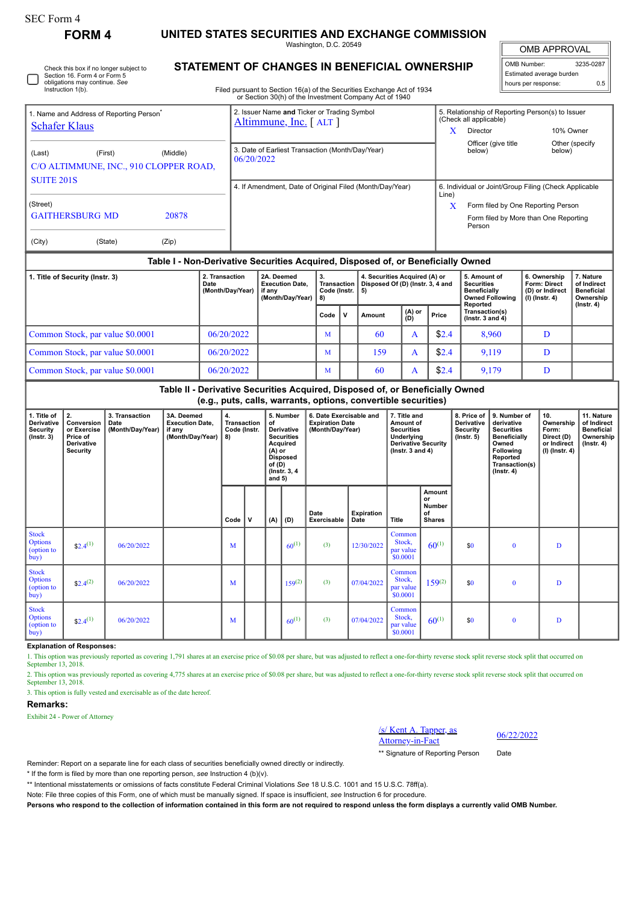SEC Form 4

# FORM 4

# UNITED STATES SECURITIES AND EXCHANGE COMMISSION

Washington, D.C. 20549

## STATEMENT OF CHANGES IN BENEFICIAL OWNERSHIP

Filed pursuant to Section 16(a) of the Securities Exchange Act of 1934 or Section 30(h) of the Investment Company Act of 1940

| OMB APPROVAL | |
|---|---|
| OMB Number: | 3235-0287 |
| Estimated average burden | |
| hours per response: | 0.5 |

☐ Check this box if no longer subject to Section 16. Form 4 or Form 5 obligations may continue. *See* Instruction 1(b).

1. Name and Address of Reporting Person*
Schafer Klaus

(Last) (First) (Middle)
C/O ALTIMMUNE, INC., 910 CLOPPER ROAD, SUITE 201S

(Street)
GAITHERSBURG MD 20878

(City) (State) (Zip)

2. Issuer Name **and** Ticker or Trading Symbol
Altimmune, Inc. [ ALT ]

3. Date of Earliest Transaction (Month/Day/Year)
06/20/2022

4. If Amendment, Date of Original Filed (Month/Day/Year)

5. Relationship of Reporting Person(s) to Issuer (Check all applicable)
X Director
10% Owner
Officer (give title below)
Other (specify below)

6. Individual or Joint/Group Filing (Check Applicable Line)
X Form filed by One Reporting Person
Form filed by More than One Reporting Person

### Table I - Non-Derivative Securities Acquired, Disposed of, or Beneficially Owned

| 1. Title of Security (Instr. 3) | 2. Transaction Date (Month/Day/Year) | 2A. Deemed Execution Date, if any (Month/Day/Year) | 3. Transaction Code (Instr. 8) | | 4. Securities Acquired (A) or Disposed Of (D) (Instr. 3, 4 and 5) | | | 5. Amount of Securities Beneficially Owned Following Reported Transaction(s) (Instr. 3 and 4) | 6. Ownership Form: Direct (D) or Indirect (I) (Instr. 4) | 7. Nature of Indirect Beneficial Ownership (Instr. 4) |
|---|---|---|---|---|---|---|---|---|---|---|
| | | | Code | V | Amount | (A) or (D) | Price | | | |
| Common Stock, par value $0.0001 | 06/20/2022 | | M | | 60 | A | $2.4 | 8,960 | D | |
| Common Stock, par value $0.0001 | 06/20/2022 | | M | | 159 | A | $2.4 | 9,119 | D | |
| Common Stock, par value $0.0001 | 06/20/2022 | | M | | 60 | A | $2.4 | 9,179 | D | |

### Table II - Derivative Securities Acquired, Disposed of, or Beneficially Owned (e.g., puts, calls, warrants, options, convertible securities)

| 1. Title of Derivative Security (Instr. 3) | 2. Conversion or Exercise Price of Derivative Security | 3. Transaction Date (Month/Day/Year) | 3A. Deemed Execution Date, if any (Month/Day/Year) | 4. Transaction Code (Instr. 8) | | 5. Number of Derivative Securities Acquired (A) or Disposed of (D) (Instr. 3, 4 and 5) | | 6. Date Exercisable and Expiration Date (Month/Day/Year) | | 7. Title and Amount of Securities Underlying Derivative Security (Instr. 3 and 4) | | 8. Price of Derivative Security (Instr. 5) | 9. Number of derivative Securities Beneficially Owned Following Reported Transaction(s) (Instr. 4) | 10. Ownership Form: Direct (D) or Indirect (I) (Instr. 4) | 11. Nature of Indirect Beneficial Ownership (Instr. 4) |
|---|---|---|---|---|---|---|---|---|---|---|---|---|---|---|---|
| | | | | Code | V | (A) | (D) | Date Exercisable | Expiration Date | Title | Amount or Number of Shares | | | | |
| Stock Options (option to buy) | $2.4[(1)] | 06/20/2022 | | M | | | 60[(1)] | [(3)] | 12/30/2022 | Common Stock, par value $0.0001 | 60[(1)] | $0 | 0 | D | |
| Stock Options (option to buy) | $2.4[(2)] | 06/20/2022 | | M | | | 159[(2)] | [(3)] | 07/04/2022 | Common Stock, par value $0.0001 | 159[(2)] | $0 | 0 | D | |
| Stock Options (option to buy) | $2.4[(1)] | 06/20/2022 | | M | | | 60[(1)] | [(3)] | 07/04/2022 | Common Stock, par value $0.0001 | 60[(1)] | $0 | 0 | D | |

**Explanation of Responses:**

1. This option was previously reported as covering 1,791 shares at an exercise price of $0.08 per share, but was adjusted to reflect a one-for-thirty reverse stock split reverse stock split that occurred on September 13, 2018.
2. This option was previously reported as covering 4,775 shares at an exercise price of $0.08 per share, but was adjusted to reflect a one-for-thirty reverse stock split reverse stock split that occurred on September 13, 2018.
3. This option is fully vested and exercisable as of the date hereof.

**Remarks:**

Exhibit 24 - Power of Attorney

/s/ Kent A. Tapper, as Attorney-in-Fact — 06/22/2022

** Signature of Reporting Person — Date

Reminder: Report on a separate line for each class of securities beneficially owned directly or indirectly.

* If the form is filed by more than one reporting person, *see* Instruction 4 (b)(v).

** Intentional misstatements or omissions of facts constitute Federal Criminal Violations *See* 18 U.S.C. 1001 and 15 U.S.C. 78ff(a).

Note: File three copies of this Form, one of which must be manually signed. If space is insufficient, *see* Instruction 6 for procedure.

**Persons who respond to the collection of information contained in this form are not required to respond unless the form displays a currently valid OMB Number.**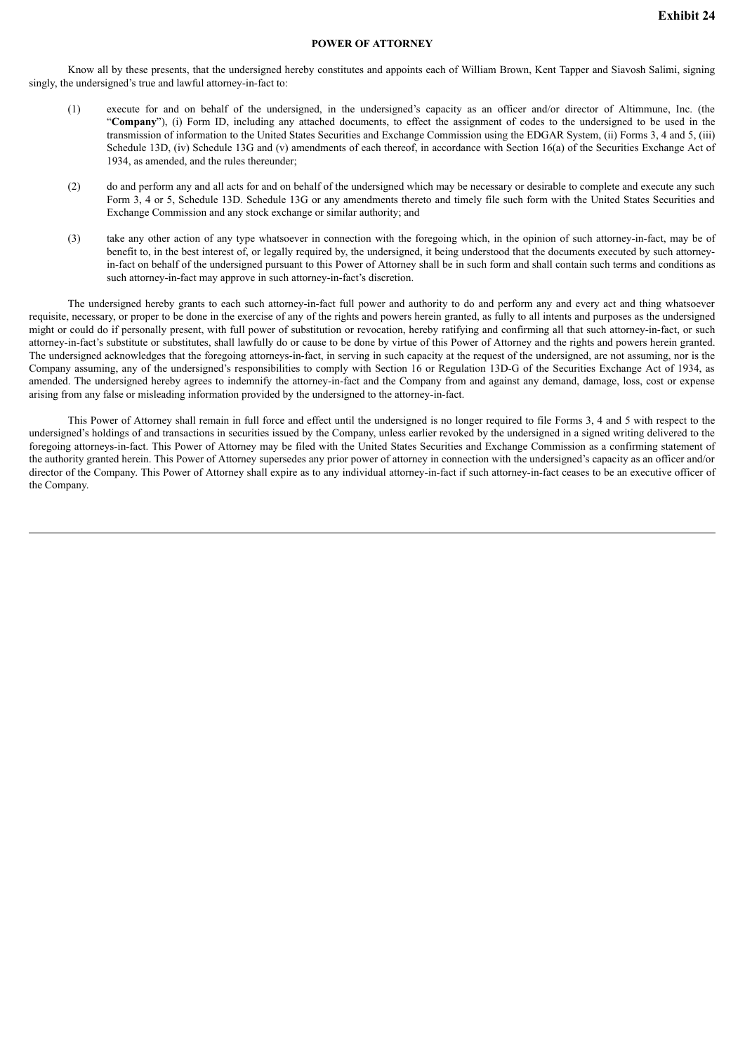**Exhibit 24**

**POWER OF ATTORNEY**

Know all by these presents, that the undersigned hereby constitutes and appoints each of William Brown, Kent Tapper and Siavosh Salimi, signing singly, the undersigned's true and lawful attorney-in-fact to:

(1) execute for and on behalf of the undersigned, in the undersigned's capacity as an officer and/or director of Altimmune, Inc. (the "**Company**"), (i) Form ID, including any attached documents, to effect the assignment of codes to the undersigned to be used in the transmission of information to the United States Securities and Exchange Commission using the EDGAR System, (ii) Forms 3, 4 and 5, (iii) Schedule 13D, (iv) Schedule 13G and (v) amendments of each thereof, in accordance with Section 16(a) of the Securities Exchange Act of 1934, as amended, and the rules thereunder;

(2) do and perform any and all acts for and on behalf of the undersigned which may be necessary or desirable to complete and execute any such Form 3, 4 or 5, Schedule 13D. Schedule 13G or any amendments thereto and timely file such form with the United States Securities and Exchange Commission and any stock exchange or similar authority; and

(3) take any other action of any type whatsoever in connection with the foregoing which, in the opinion of such attorney-in-fact, may be of benefit to, in the best interest of, or legally required by, the undersigned, it being understood that the documents executed by such attorney-in-fact on behalf of the undersigned pursuant to this Power of Attorney shall be in such form and shall contain such terms and conditions as such attorney-in-fact may approve in such attorney-in-fact's discretion.

The undersigned hereby grants to each such attorney-in-fact full power and authority to do and perform any and every act and thing whatsoever requisite, necessary, or proper to be done in the exercise of any of the rights and powers herein granted, as fully to all intents and purposes as the undersigned might or could do if personally present, with full power of substitution or revocation, hereby ratifying and confirming all that such attorney-in-fact, or such attorney-in-fact's substitute or substitutes, shall lawfully do or cause to be done by virtue of this Power of Attorney and the rights and powers herein granted. The undersigned acknowledges that the foregoing attorneys-in-fact, in serving in such capacity at the request of the undersigned, are not assuming, nor is the Company assuming, any of the undersigned's responsibilities to comply with Section 16 or Regulation 13D-G of the Securities Exchange Act of 1934, as amended. The undersigned hereby agrees to indemnify the attorney-in-fact and the Company from and against any demand, damage, loss, cost or expense arising from any false or misleading information provided by the undersigned to the attorney-in-fact.

This Power of Attorney shall remain in full force and effect until the undersigned is no longer required to file Forms 3, 4 and 5 with respect to the undersigned's holdings of and transactions in securities issued by the Company, unless earlier revoked by the undersigned in a signed writing delivered to the foregoing attorneys-in-fact. This Power of Attorney may be filed with the United States Securities and Exchange Commission as a confirming statement of the authority granted herein. This Power of Attorney supersedes any prior power of attorney in connection with the undersigned's capacity as an officer and/or director of the Company. This Power of Attorney shall expire as to any individual attorney-in-fact if such attorney-in-fact ceases to be an executive officer of the Company.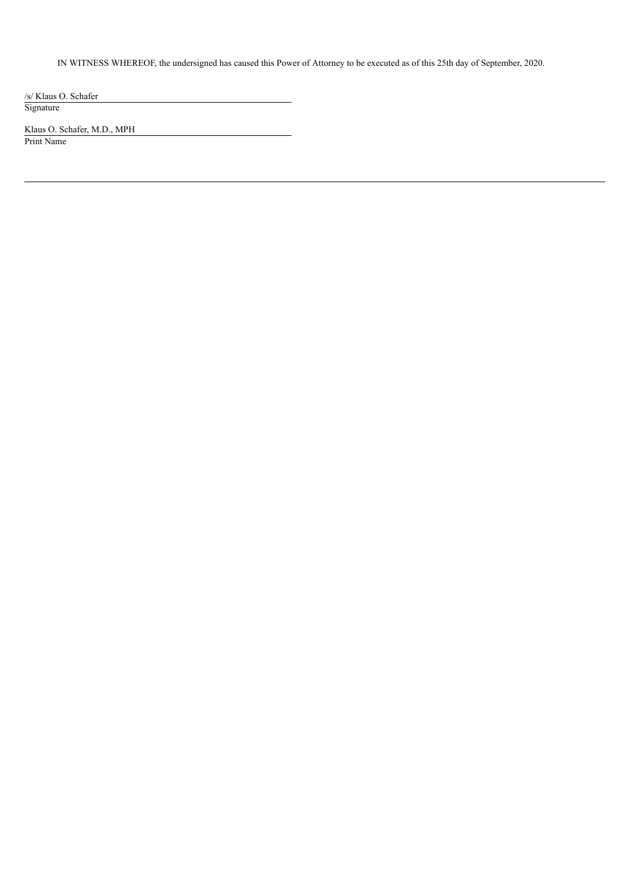IN WITNESS WHEREOF, the undersigned has caused this Power of Attorney to be executed as of this 25th day of September, 2020.

/s/ Klaus O. Schafer

Signature

Klaus O. Schafer, M.D., MPH

Print Name